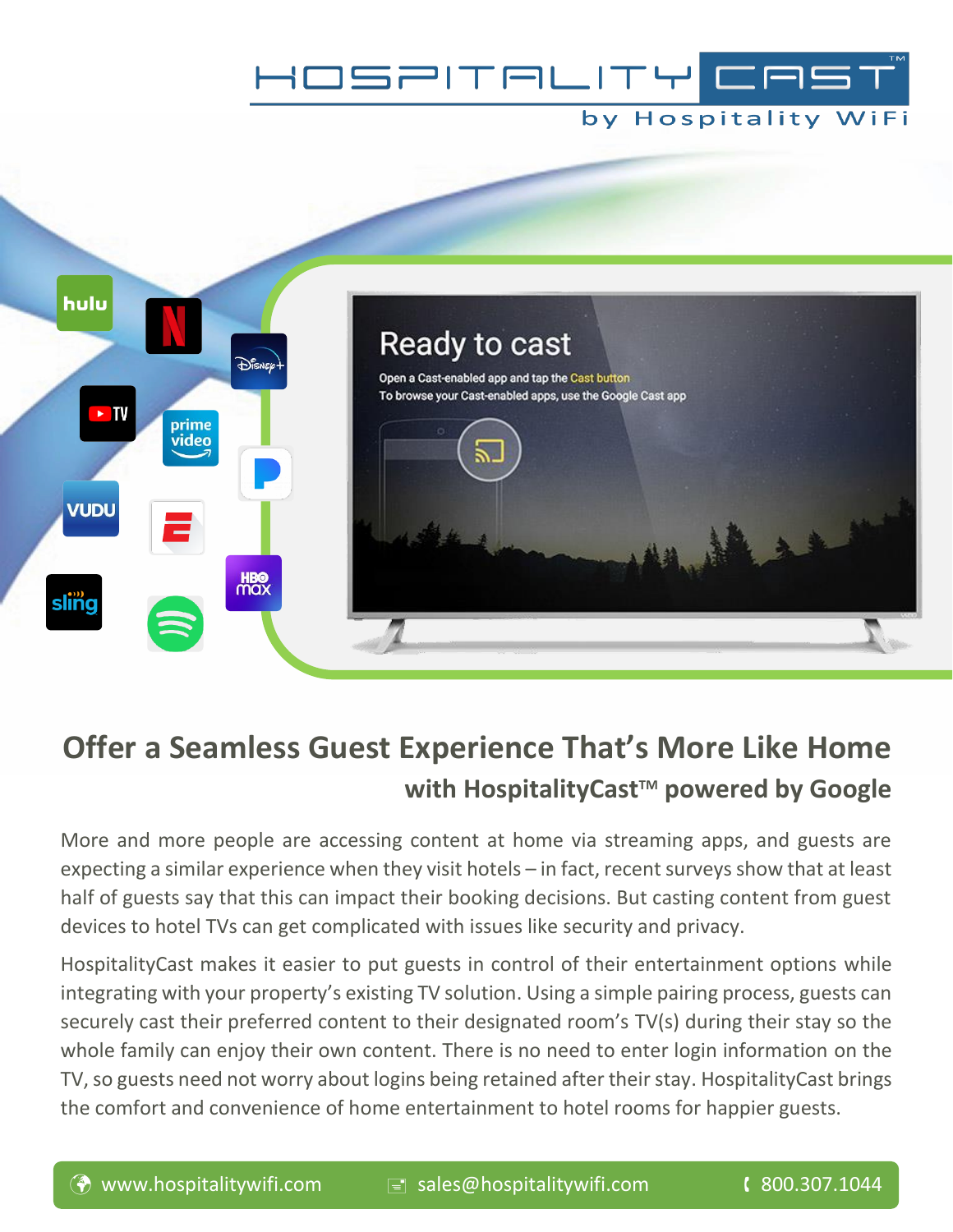# HOSPITALITY CAST™

by Hospitality WiFi

Ready to cast

Open a Cast-enabled app and tap the Cast button

To browse your Cast-enabled apps, use the Google Cast app

## Offer a Seamless Guest Experience That's More Like Home

### with HospitalityCast™ powered by Google

More and more people are accessing content at home via streaming apps, and guests are expecting a similar experience when they visit hotels – in fact, recent surveys show that at least half of guests say that this can impact their booking decisions. But casting content from guest devices to hotel TVs can get complicated with issues like security and privacy.

HospitalityCast makes it easier to put guests in control of their entertainment options while integrating with your property's existing TV solution. Using a simple pairing process, guests can securely cast their preferred content to their designated room's TV(s) during their stay so the whole family can enjoy their own content. There is no need to enter login information on the TV, so guests need not worry about logins being retained after their stay. HospitalityCast brings the comfort and convenience of home entertainment to hotel rooms for happier guests.

www.hospitalitywifi.com | sales@hospitalitywifi.com | 800.307.1044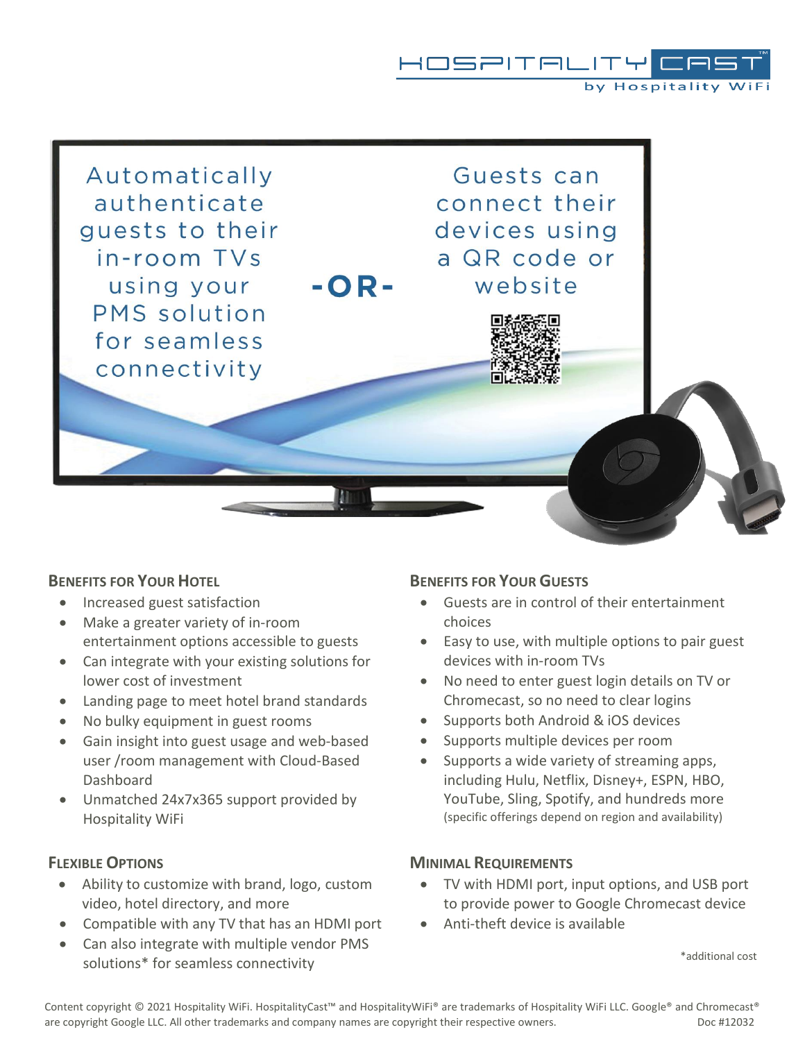HOSPITALITY CAST™
by Hospitality WiFi

Automatically authenticate guests to their in-room TVs using your PMS solution for seamless connectivity

-OR-

Guests can connect their devices using a QR code or website

### Benefits for Your Hotel

- Increased guest satisfaction
- Make a greater variety of in-room entertainment options accessible to guests
- Can integrate with your existing solutions for lower cost of investment
- Landing page to meet hotel brand standards
- No bulky equipment in guest rooms
- Gain insight into guest usage and web-based user /room management with Cloud-Based Dashboard
- Unmatched 24x7x365 support provided by Hospitality WiFi

### Flexible Options

- Ability to customize with brand, logo, custom video, hotel directory, and more
- Compatible with any TV that has an HDMI port
- Can also integrate with multiple vendor PMS solutions* for seamless connectivity

### Benefits for Your Guests

- Guests are in control of their entertainment choices
- Easy to use, with multiple options to pair guest devices with in-room TVs
- No need to enter guest login details on TV or Chromecast, so no need to clear logins
- Supports both Android & iOS devices
- Supports multiple devices per room
- Supports a wide variety of streaming apps, including Hulu, Netflix, Disney+, ESPN, HBO, YouTube, Sling, Spotify, and hundreds more (specific offerings depend on region and availability)

### Minimal Requirements

- TV with HDMI port, input options, and USB port to provide power to Google Chromecast device
- Anti-theft device is available

*additional cost

Content copyright © 2021 Hospitality WiFi. HospitalityCast™ and HospitalityWiFi® are trademarks of Hospitality WiFi LLC. Google® and Chromecast® are copyright Google LLC. All other trademarks and company names are copyright their respective owners. Doc #12032